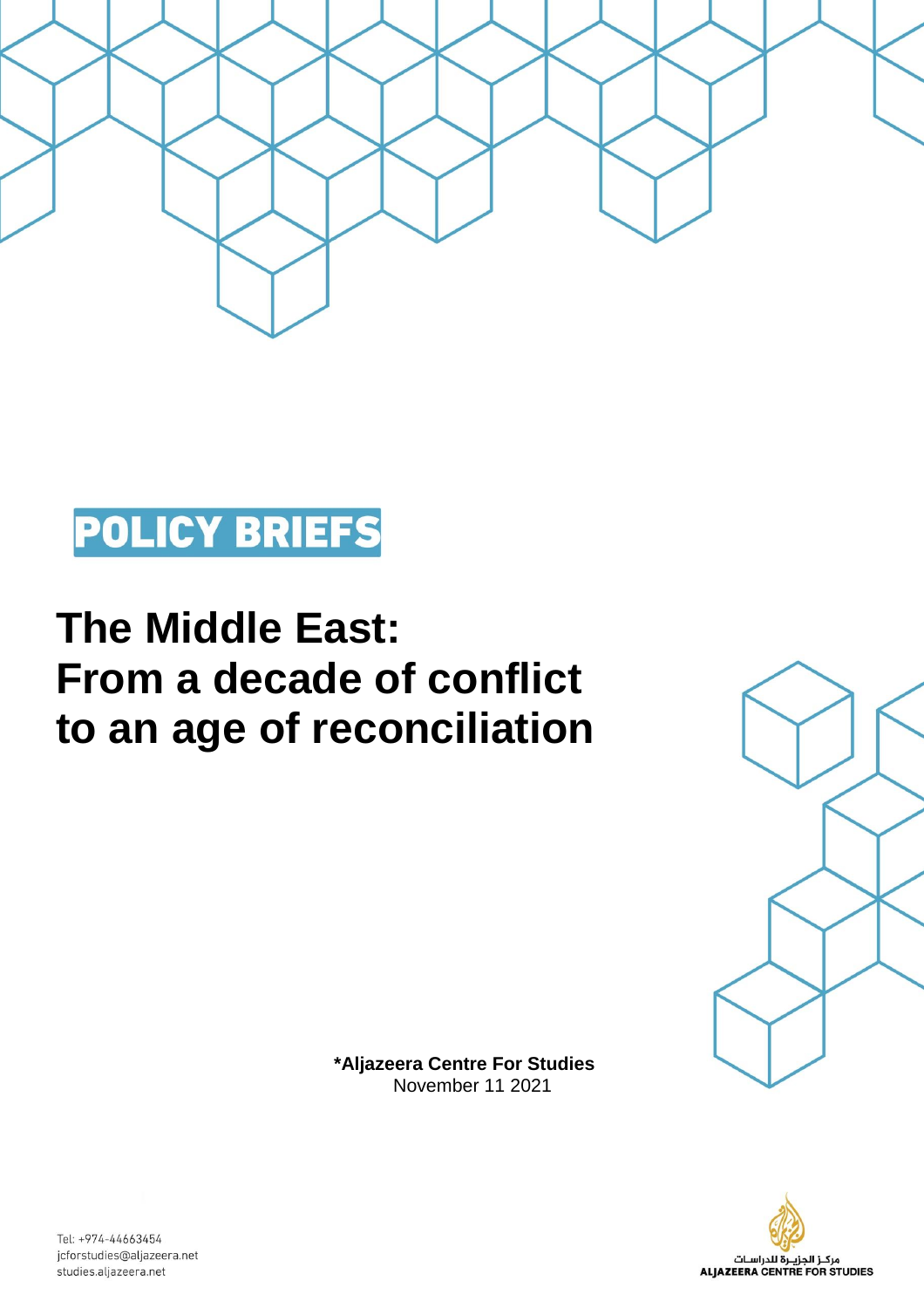POLICY BRIEFS

# The Middle East: From a decade of conflict to an age of reconciliation

**\*Aljazeera Centre For Studies**
November 11 2021

Tel: +974-44663454
jcforstudies@aljazeera.net
studies.aljazeera.net

مركـز الجزيـرة للدراسـات
ALJAZEERA CENTRE FOR STUDIES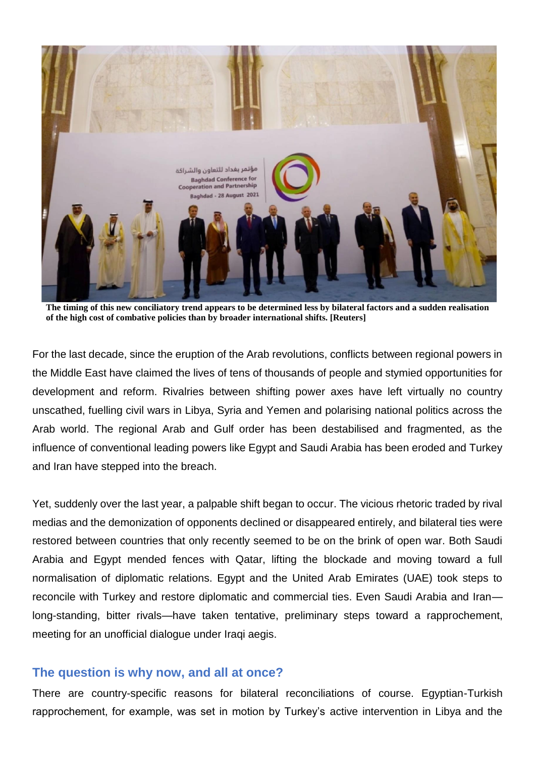The timing of this new conciliatory trend appears to be determined less by bilateral factors and a sudden realisation of the high cost of combative policies than by broader international shifts. [Reuters]

For the last decade, since the eruption of the Arab revolutions, conflicts between regional powers in the Middle East have claimed the lives of tens of thousands of people and stymied opportunities for development and reform. Rivalries between shifting power axes have left virtually no country unscathed, fuelling civil wars in Libya, Syria and Yemen and polarising national politics across the Arab world. The regional Arab and Gulf order has been destabilised and fragmented, as the influence of conventional leading powers like Egypt and Saudi Arabia has been eroded and Turkey and Iran have stepped into the breach.

Yet, suddenly over the last year, a palpable shift began to occur. The vicious rhetoric traded by rival medias and the demonization of opponents declined or disappeared entirely, and bilateral ties were restored between countries that only recently seemed to be on the brink of open war. Both Saudi Arabia and Egypt mended fences with Qatar, lifting the blockade and moving toward a full normalisation of diplomatic relations. Egypt and the United Arab Emirates (UAE) took steps to reconcile with Turkey and restore diplomatic and commercial ties. Even Saudi Arabia and Iran—long-standing, bitter rivals—have taken tentative, preliminary steps toward a rapprochement, meeting for an unofficial dialogue under Iraqi aegis.

## The question is why now, and all at once?

There are country-specific reasons for bilateral reconciliations of course. Egyptian-Turkish rapprochement, for example, was set in motion by Turkey's active intervention in Libya and the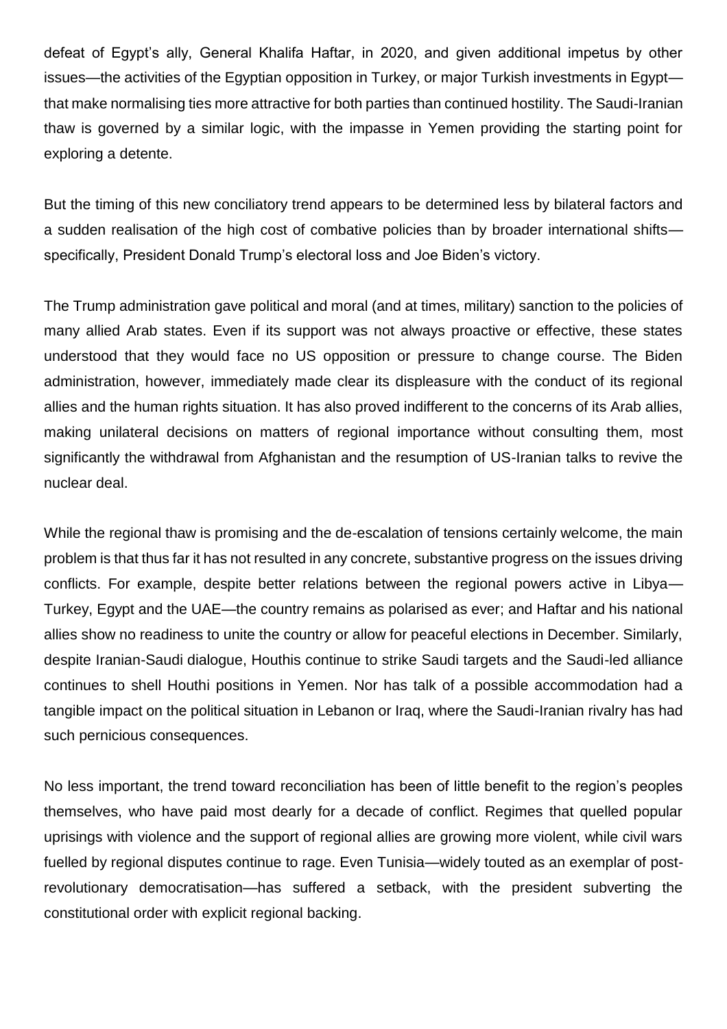defeat of Egypt's ally, General Khalifa Haftar, in 2020, and given additional impetus by other issues—the activities of the Egyptian opposition in Turkey, or major Turkish investments in Egypt—that make normalising ties more attractive for both parties than continued hostility. The Saudi-Iranian thaw is governed by a similar logic, with the impasse in Yemen providing the starting point for exploring a detente.

But the timing of this new conciliatory trend appears to be determined less by bilateral factors and a sudden realisation of the high cost of combative policies than by broader international shifts—specifically, President Donald Trump's electoral loss and Joe Biden's victory.

The Trump administration gave political and moral (and at times, military) sanction to the policies of many allied Arab states. Even if its support was not always proactive or effective, these states understood that they would face no US opposition or pressure to change course. The Biden administration, however, immediately made clear its displeasure with the conduct of its regional allies and the human rights situation. It has also proved indifferent to the concerns of its Arab allies, making unilateral decisions on matters of regional importance without consulting them, most significantly the withdrawal from Afghanistan and the resumption of US-Iranian talks to revive the nuclear deal.

While the regional thaw is promising and the de-escalation of tensions certainly welcome, the main problem is that thus far it has not resulted in any concrete, substantive progress on the issues driving conflicts. For example, despite better relations between the regional powers active in Libya—Turkey, Egypt and the UAE—the country remains as polarised as ever; and Haftar and his national allies show no readiness to unite the country or allow for peaceful elections in December. Similarly, despite Iranian-Saudi dialogue, Houthis continue to strike Saudi targets and the Saudi-led alliance continues to shell Houthi positions in Yemen. Nor has talk of a possible accommodation had a tangible impact on the political situation in Lebanon or Iraq, where the Saudi-Iranian rivalry has had such pernicious consequences.

No less important, the trend toward reconciliation has been of little benefit to the region's peoples themselves, who have paid most dearly for a decade of conflict. Regimes that quelled popular uprisings with violence and the support of regional allies are growing more violent, while civil wars fuelled by regional disputes continue to rage. Even Tunisia—widely touted as an exemplar of post-revolutionary democratisation—has suffered a setback, with the president subverting the constitutional order with explicit regional backing.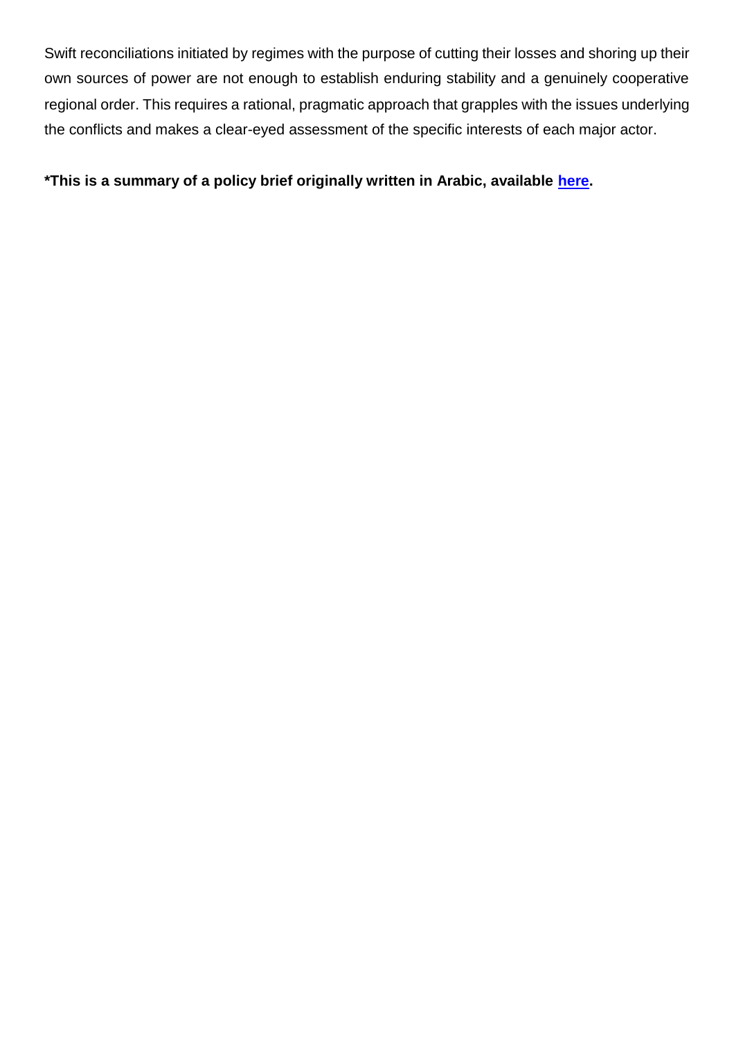Swift reconciliations initiated by regimes with the purpose of cutting their losses and shoring up their own sources of power are not enough to establish enduring stability and a genuinely cooperative regional order. This requires a rational, pragmatic approach that grapples with the issues underlying the conflicts and makes a clear-eyed assessment of the specific interests of each major actor.

***This is a summary of a policy brief originally written in Arabic, available [here](#).**